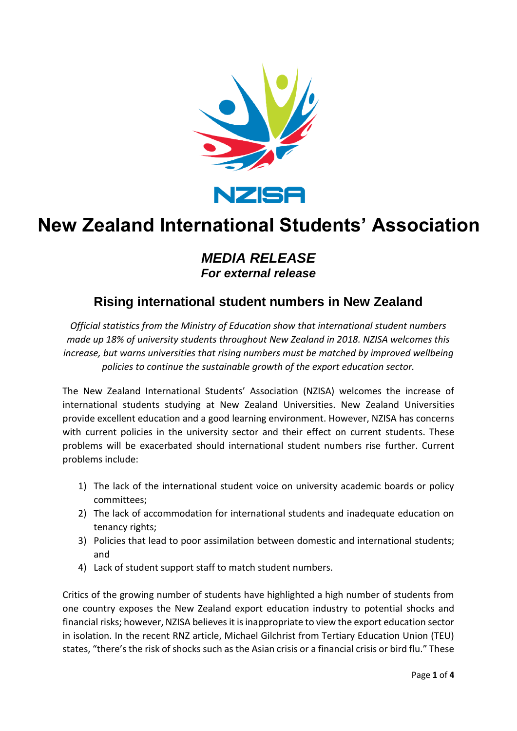NZISA

# New Zealand International Students' Association

### *MEDIA RELEASE*
### *For external release*

## Rising international student numbers in New Zealand

*Official statistics from the Ministry of Education show that international student numbers made up 18% of university students throughout New Zealand in 2018. NZISA welcomes this increase, but warns universities that rising numbers must be matched by improved wellbeing policies to continue the sustainable growth of the export education sector.*

The New Zealand International Students' Association (NZISA) welcomes the increase of international students studying at New Zealand Universities. New Zealand Universities provide excellent education and a good learning environment. However, NZISA has concerns with current policies in the university sector and their effect on current students. These problems will be exacerbated should international student numbers rise further. Current problems include:

1) The lack of the international student voice on university academic boards or policy committees;
2) The lack of accommodation for international students and inadequate education on tenancy rights;
3) Policies that lead to poor assimilation between domestic and international students; and
4) Lack of student support staff to match student numbers.

Critics of the growing number of students have highlighted a high number of students from one country exposes the New Zealand export education industry to potential shocks and financial risks; however, NZISA believes it is inappropriate to view the export education sector in isolation. In the recent RNZ article, Michael Gilchrist from Tertiary Education Union (TEU) states, "there's the risk of shocks such as the Asian crisis or a financial crisis or bird flu." These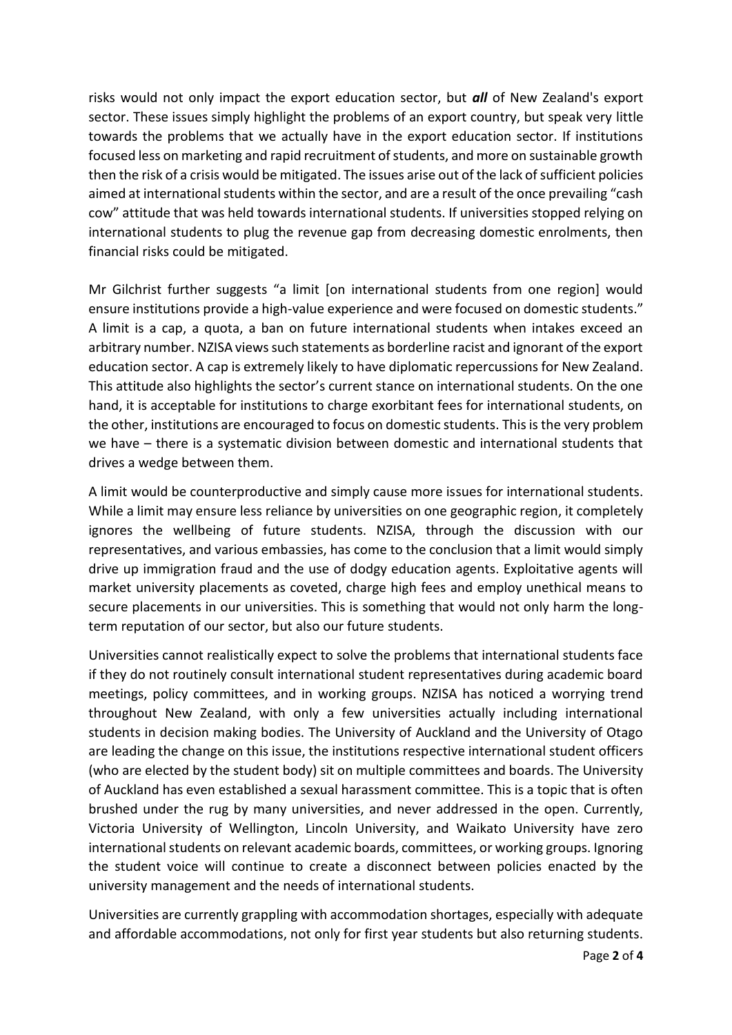risks would not only impact the export education sector, but ***all*** of New Zealand's export sector. These issues simply highlight the problems of an export country, but speak very little towards the problems that we actually have in the export education sector. If institutions focused less on marketing and rapid recruitment of students, and more on sustainable growth then the risk of a crisis would be mitigated. The issues arise out of the lack of sufficient policies aimed at international students within the sector, and are a result of the once prevailing "cash cow" attitude that was held towards international students. If universities stopped relying on international students to plug the revenue gap from decreasing domestic enrolments, then financial risks could be mitigated.

Mr Gilchrist further suggests "a limit [on international students from one region] would ensure institutions provide a high-value experience and were focused on domestic students." A limit is a cap, a quota, a ban on future international students when intakes exceed an arbitrary number. NZISA views such statements as borderline racist and ignorant of the export education sector. A cap is extremely likely to have diplomatic repercussions for New Zealand. This attitude also highlights the sector's current stance on international students. On the one hand, it is acceptable for institutions to charge exorbitant fees for international students, on the other, institutions are encouraged to focus on domestic students. This is the very problem we have – there is a systematic division between domestic and international students that drives a wedge between them.

A limit would be counterproductive and simply cause more issues for international students. While a limit may ensure less reliance by universities on one geographic region, it completely ignores the wellbeing of future students. NZISA, through the discussion with our representatives, and various embassies, has come to the conclusion that a limit would simply drive up immigration fraud and the use of dodgy education agents. Exploitative agents will market university placements as coveted, charge high fees and employ unethical means to secure placements in our universities. This is something that would not only harm the long-term reputation of our sector, but also our future students.

Universities cannot realistically expect to solve the problems that international students face if they do not routinely consult international student representatives during academic board meetings, policy committees, and in working groups. NZISA has noticed a worrying trend throughout New Zealand, with only a few universities actually including international students in decision making bodies. The University of Auckland and the University of Otago are leading the change on this issue, the institutions respective international student officers (who are elected by the student body) sit on multiple committees and boards. The University of Auckland has even established a sexual harassment committee. This is a topic that is often brushed under the rug by many universities, and never addressed in the open. Currently, Victoria University of Wellington, Lincoln University, and Waikato University have zero international students on relevant academic boards, committees, or working groups. Ignoring the student voice will continue to create a disconnect between policies enacted by the university management and the needs of international students.

Universities are currently grappling with accommodation shortages, especially with adequate and affordable accommodations, not only for first year students but also returning students.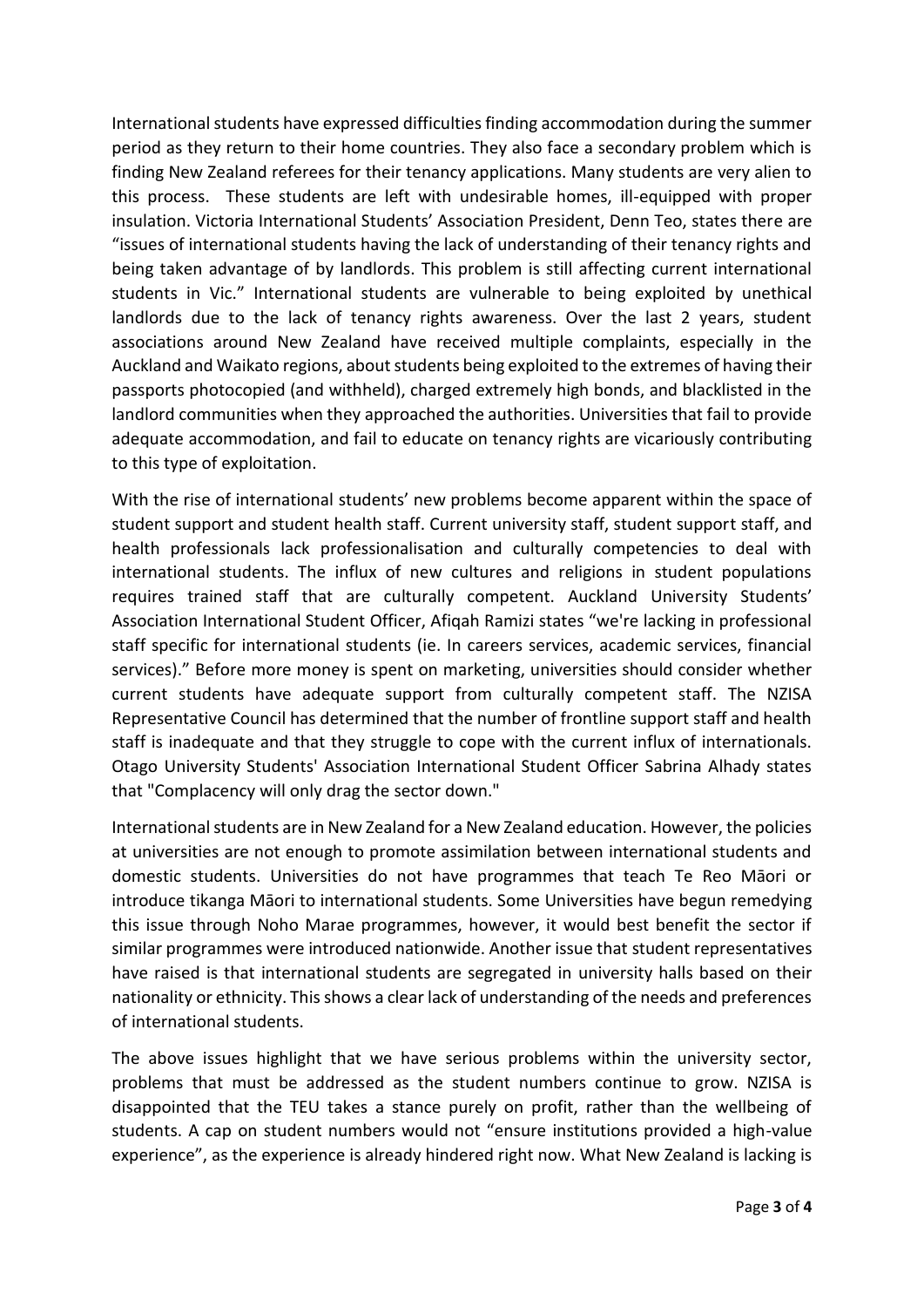International students have expressed difficulties finding accommodation during the summer period as they return to their home countries. They also face a secondary problem which is finding New Zealand referees for their tenancy applications. Many students are very alien to this process. These students are left with undesirable homes, ill-equipped with proper insulation. Victoria International Students' Association President, Denn Teo, states there are "issues of international students having the lack of understanding of their tenancy rights and being taken advantage of by landlords. This problem is still affecting current international students in Vic." International students are vulnerable to being exploited by unethical landlords due to the lack of tenancy rights awareness. Over the last 2 years, student associations around New Zealand have received multiple complaints, especially in the Auckland and Waikato regions, about students being exploited to the extremes of having their passports photocopied (and withheld), charged extremely high bonds, and blacklisted in the landlord communities when they approached the authorities. Universities that fail to provide adequate accommodation, and fail to educate on tenancy rights are vicariously contributing to this type of exploitation.

With the rise of international students' new problems become apparent within the space of student support and student health staff. Current university staff, student support staff, and health professionals lack professionalisation and culturally competencies to deal with international students. The influx of new cultures and religions in student populations requires trained staff that are culturally competent. Auckland University Students' Association International Student Officer, Afiqah Ramizi states "we're lacking in professional staff specific for international students (ie. In careers services, academic services, financial services)." Before more money is spent on marketing, universities should consider whether current students have adequate support from culturally competent staff. The NZISA Representative Council has determined that the number of frontline support staff and health staff is inadequate and that they struggle to cope with the current influx of internationals. Otago University Students' Association International Student Officer Sabrina Alhady states that "Complacency will only drag the sector down."

International students are in New Zealand for a New Zealand education. However, the policies at universities are not enough to promote assimilation between international students and domestic students. Universities do not have programmes that teach Te Reo Māori or introduce tikanga Māori to international students. Some Universities have begun remedying this issue through Noho Marae programmes, however, it would best benefit the sector if similar programmes were introduced nationwide. Another issue that student representatives have raised is that international students are segregated in university halls based on their nationality or ethnicity. This shows a clear lack of understanding of the needs and preferences of international students.

The above issues highlight that we have serious problems within the university sector, problems that must be addressed as the student numbers continue to grow. NZISA is disappointed that the TEU takes a stance purely on profit, rather than the wellbeing of students. A cap on student numbers would not "ensure institutions provided a high-value experience", as the experience is already hindered right now. What New Zealand is lacking is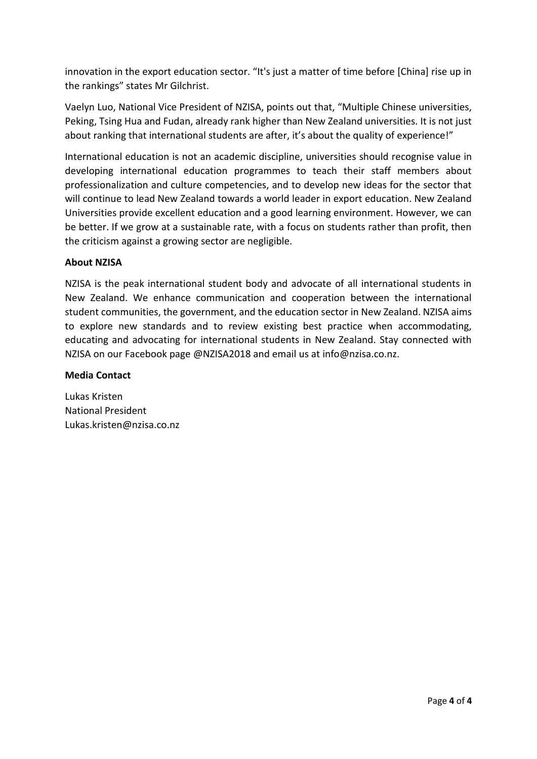innovation in the export education sector. "It's just a matter of time before [China] rise up in the rankings" states Mr Gilchrist.

Vaelyn Luo, National Vice President of NZISA, points out that, "Multiple Chinese universities, Peking, Tsing Hua and Fudan, already rank higher than New Zealand universities. It is not just about ranking that international students are after, it's about the quality of experience!"

International education is not an academic discipline, universities should recognise value in developing international education programmes to teach their staff members about professionalization and culture competencies, and to develop new ideas for the sector that will continue to lead New Zealand towards a world leader in export education. New Zealand Universities provide excellent education and a good learning environment. However, we can be better. If we grow at a sustainable rate, with a focus on students rather than profit, then the criticism against a growing sector are negligible.

**About NZISA**

NZISA is the peak international student body and advocate of all international students in New Zealand. We enhance communication and cooperation between the international student communities, the government, and the education sector in New Zealand. NZISA aims to explore new standards and to review existing best practice when accommodating, educating and advocating for international students in New Zealand. Stay connected with NZISA on our Facebook page @NZISA2018 and email us at info@nzisa.co.nz.

**Media Contact**

Lukas Kristen
National President
Lukas.kristen@nzisa.co.nz